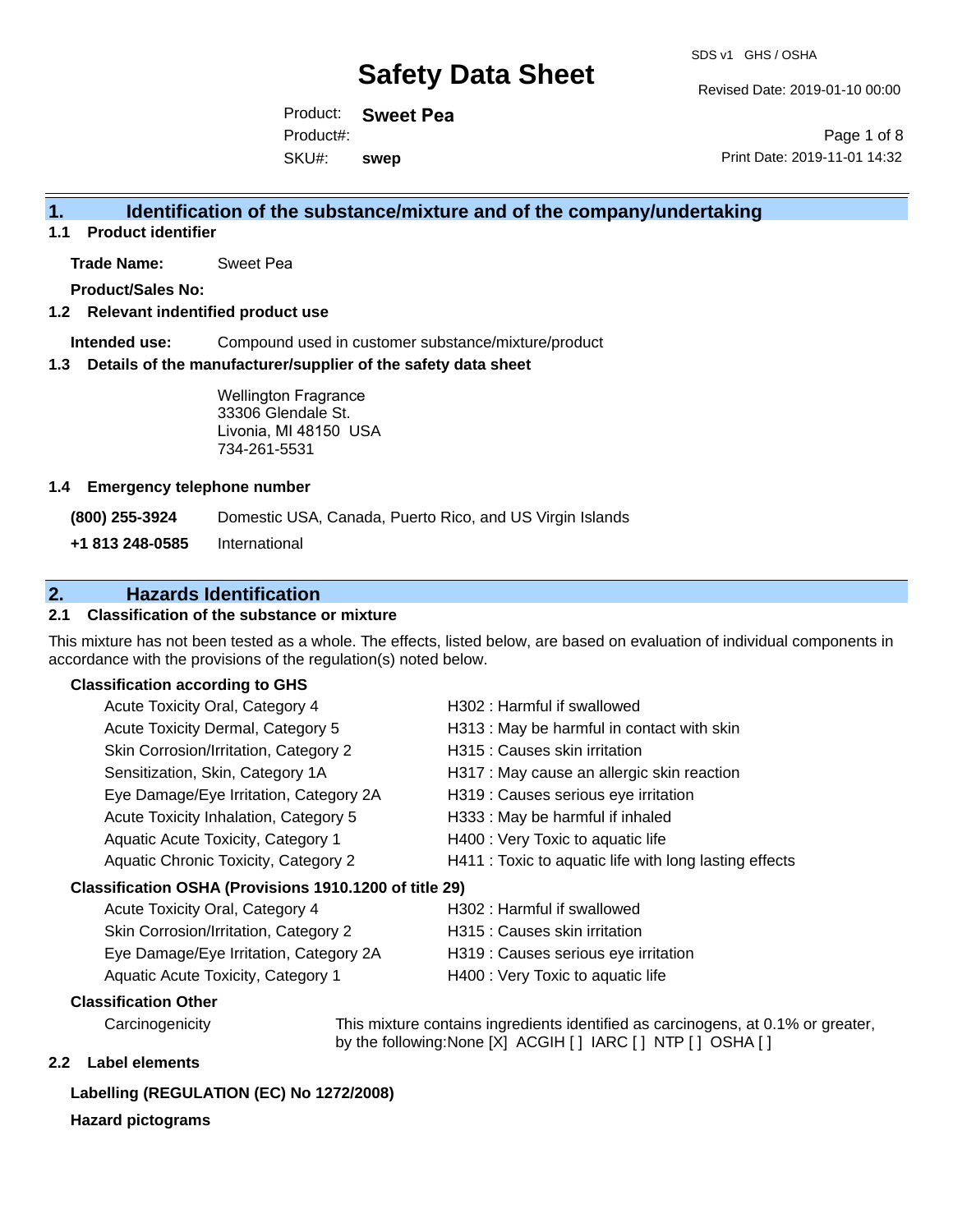# Safety Data Sheet

SDS v1 GHS / OSHA

Revised Date: 2019-01-10 00:00

Product: **Sweet Pea**

Product#:

SKU#: **swep**

Print Date: 2019-11-01 14:32

## 1. Identification of the substance/mixture and of the company/undertaking

### 1.1 Product identifier

**Trade Name:** Sweet Pea

**Product/Sales No:**

### 1.2 Relevant identified product use

**Intended use:** Compound used in customer substance/mixture/product

### 1.3 Details of the manufacturer/supplier of the safety data sheet

Wellington Fragrance
33306 Glendale St.
Livonia, MI 48150 USA
734-261-5531

### 1.4 Emergency telephone number

**(800) 255-3924** Domestic USA, Canada, Puerto Rico, and US Virgin Islands

**+1 813 248-0585** International

## 2. Hazards Identification

### 2.1 Classification of the substance or mixture

This mixture has not been tested as a whole. The effects, listed below, are based on evaluation of individual components in accordance with the provisions of the regulation(s) noted below.

**Classification according to GHS**

| | |
|---|---|
| Acute Toxicity Oral, Category 4 | H302 : Harmful if swallowed |
| Acute Toxicity Dermal, Category 5 | H313 : May be harmful in contact with skin |
| Skin Corrosion/Irritation, Category 2 | H315 : Causes skin irritation |
| Sensitization, Skin, Category 1A | H317 : May cause an allergic skin reaction |
| Eye Damage/Eye Irritation, Category 2A | H319 : Causes serious eye irritation |
| Acute Toxicity Inhalation, Category 5 | H333 : May be harmful if inhaled |
| Aquatic Acute Toxicity, Category 1 | H400 : Very Toxic to aquatic life |
| Aquatic Chronic Toxicity, Category 2 | H411 : Toxic to aquatic life with long lasting effects |

**Classification OSHA (Provisions 1910.1200 of title 29)**

| | |
|---|---|
| Acute Toxicity Oral, Category 4 | H302 : Harmful if swallowed |
| Skin Corrosion/Irritation, Category 2 | H315 : Causes skin irritation |
| Eye Damage/Eye Irritation, Category 2A | H319 : Causes serious eye irritation |
| Aquatic Acute Toxicity, Category 1 | H400 : Very Toxic to aquatic life |

**Classification Other**

Carcinogenicity: This mixture contains ingredients identified as carcinogens, at 0.1% or greater, by the following:None [X] ACGIH [ ] IARC [ ] NTP [ ] OSHA [ ]

### 2.2 Label elements

**Labelling (REGULATION (EC) No 1272/2008)**

**Hazard pictograms**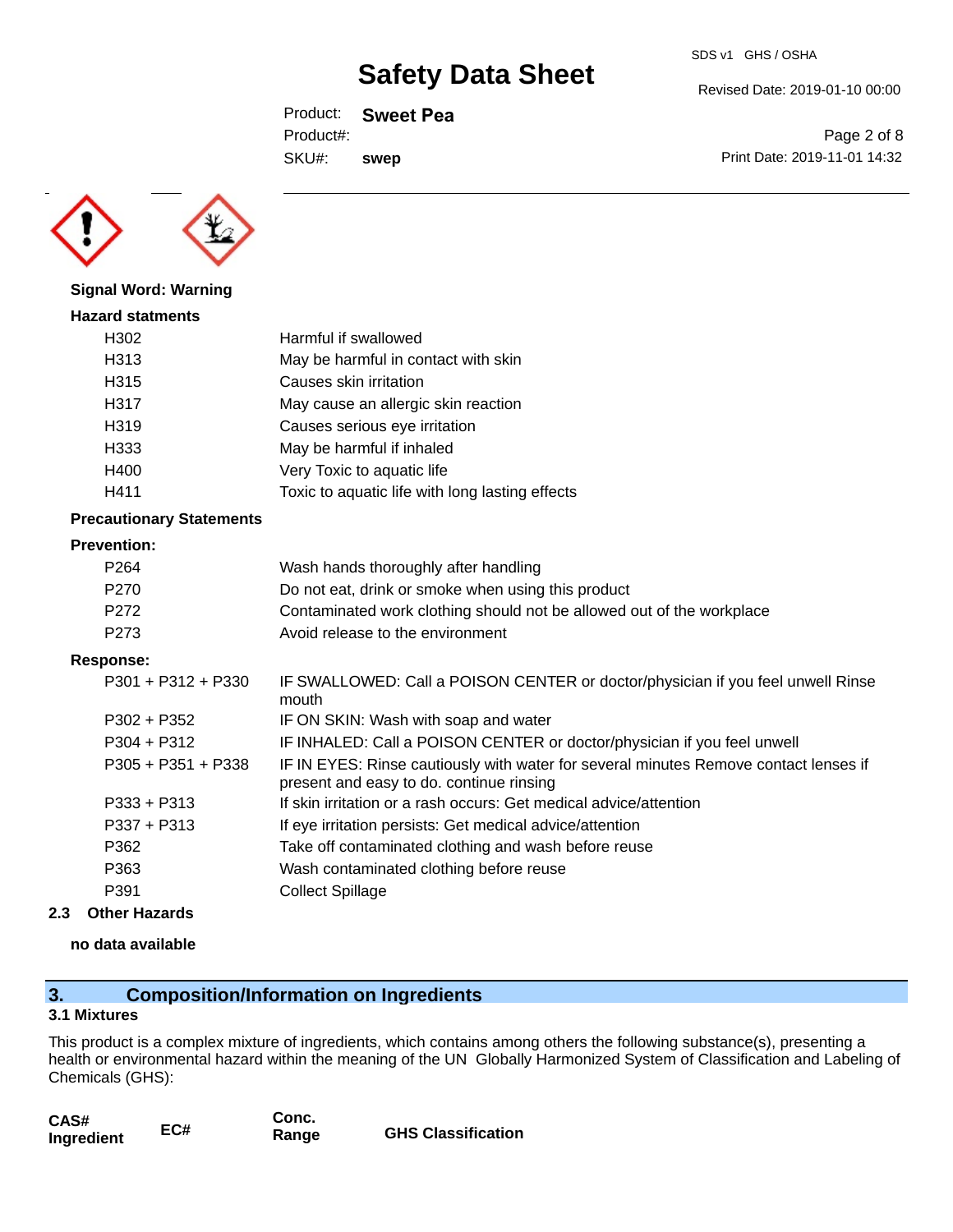**Signal Word: Warning**

**Hazard statments**

| | |
|---|---|
| H302 | Harmful if swallowed |
| H313 | May be harmful in contact with skin |
| H315 | Causes skin irritation |
| H317 | May cause an allergic skin reaction |
| H319 | Causes serious eye irritation |
| H333 | May be harmful if inhaled |
| H400 | Very Toxic to aquatic life |
| H411 | Toxic to aquatic life with long lasting effects |

**Precautionary Statements**

**Prevention:**

| | |
|---|---|
| P264 | Wash hands thoroughly after handling |
| P270 | Do not eat, drink or smoke when using this product |
| P272 | Contaminated work clothing should not be allowed out of the workplace |
| P273 | Avoid release to the environment |

**Response:**

| | |
|---|---|
| P301 + P312 + P330 | IF SWALLOWED: Call a POISON CENTER or doctor/physician if you feel unwell Rinse mouth |
| P302 + P352 | IF ON SKIN: Wash with soap and water |
| P304 + P312 | IF INHALED: Call a POISON CENTER or doctor/physician if you feel unwell |
| P305 + P351 + P338 | IF IN EYES: Rinse cautiously with water for several minutes Remove contact lenses if present and easy to do. continue rinsing |
| P333 + P313 | If skin irritation or a rash occurs: Get medical advice/attention |
| P337 + P313 | If eye irritation persists: Get medical advice/attention |
| P362 | Take off contaminated clothing and wash before reuse |
| P363 | Wash contaminated clothing before reuse |
| P391 | Collect Spillage |

### 2.3 Other Hazards

**no data available**

## 3. Composition/Information on Ingredients

### 3.1 Mixtures

This product is a complex mixture of ingredients, which contains among others the following substance(s), presenting a health or environmental hazard within the meaning of the UN Globally Harmonized System of Classification and Labeling of Chemicals (GHS):

| CAS# Ingredient | EC# | Conc. Range | GHS Classification |
|---|---|---|---|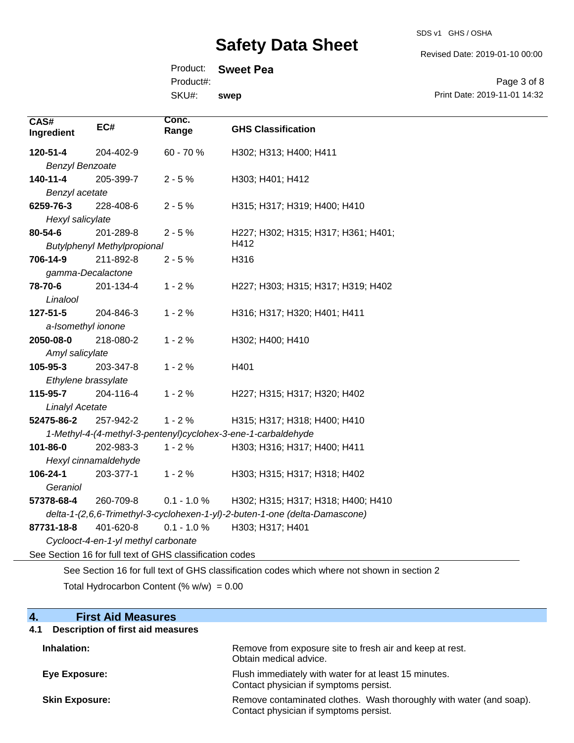| CAS# Ingredient | EC# | Conc. Range | GHS Classification |
|---|---|---|---|
| **120-51-4** *Benzyl Benzoate* | 204-402-9 | 60 - 70 % | H302; H313; H400; H411 |
| **140-11-4** *Benzyl acetate* | 205-399-7 | 2 - 5 % | H303; H401; H412 |
| **6259-76-3** *Hexyl salicylate* | 228-408-6 | 2 - 5 % | H315; H317; H319; H400; H410 |
| **80-54-6** *Butylphenyl Methylpropional* | 201-289-8 | 2 - 5 % | H227; H302; H315; H317; H361; H401; H412 |
| **706-14-9** *gamma-Decalactone* | 211-892-8 | 2 - 5 % | H316 |
| **78-70-6** *Linalool* | 201-134-4 | 1 - 2 % | H227; H303; H315; H317; H319; H402 |
| **127-51-5** *a-Isomethyl ionone* | 204-846-3 | 1 - 2 % | H316; H317; H320; H401; H411 |
| **2050-08-0** *Amyl salicylate* | 218-080-2 | 1 - 2 % | H302; H400; H410 |
| **105-95-3** *Ethylene brassylate* | 203-347-8 | 1 - 2 % | H401 |
| **115-95-7** *Linalyl Acetate* | 204-116-4 | 1 - 2 % | H227; H315; H317; H320; H402 |
| **52475-86-2** *1-Methyl-4-(4-methyl-3-pentenyl)cyclohex-3-ene-1-carbaldehyde* | 257-942-2 | 1 - 2 % | H315; H317; H318; H400; H410 |
| **101-86-0** *Hexyl cinnamaldehyde* | 202-983-3 | 1 - 2 % | H303; H316; H317; H400; H411 |
| **106-24-1** *Geraniol* | 203-377-1 | 1 - 2 % | H303; H315; H317; H318; H402 |
| **57378-68-4** *delta-1-(2,6,6-Trimethyl-3-cyclohexen-1-yl)-2-buten-1-one (delta-Damascone)* | 260-709-8 | 0.1 - 1.0 % | H302; H315; H317; H318; H400; H410 |
| **87731-18-8** *Cyclooct-4-en-1-yl methyl carbonate* | 401-620-8 | 0.1 - 1.0 % | H303; H317; H401 |

See Section 16 for full text of GHS classification codes

See Section 16 for full text of GHS classification codes which where not shown in section 2

Total Hydrocarbon Content (% w/w) = 0.00

## 4. First Aid Measures

### 4.1 Description of first aid measures

**Inhalation:** Remove from exposure site to fresh air and keep at rest. Obtain medical advice.

**Eye Exposure:** Flush immediately with water for at least 15 minutes. Contact physician if symptoms persist.

**Skin Exposure:** Remove contaminated clothes. Wash thoroughly with water (and soap). Contact physician if symptoms persist.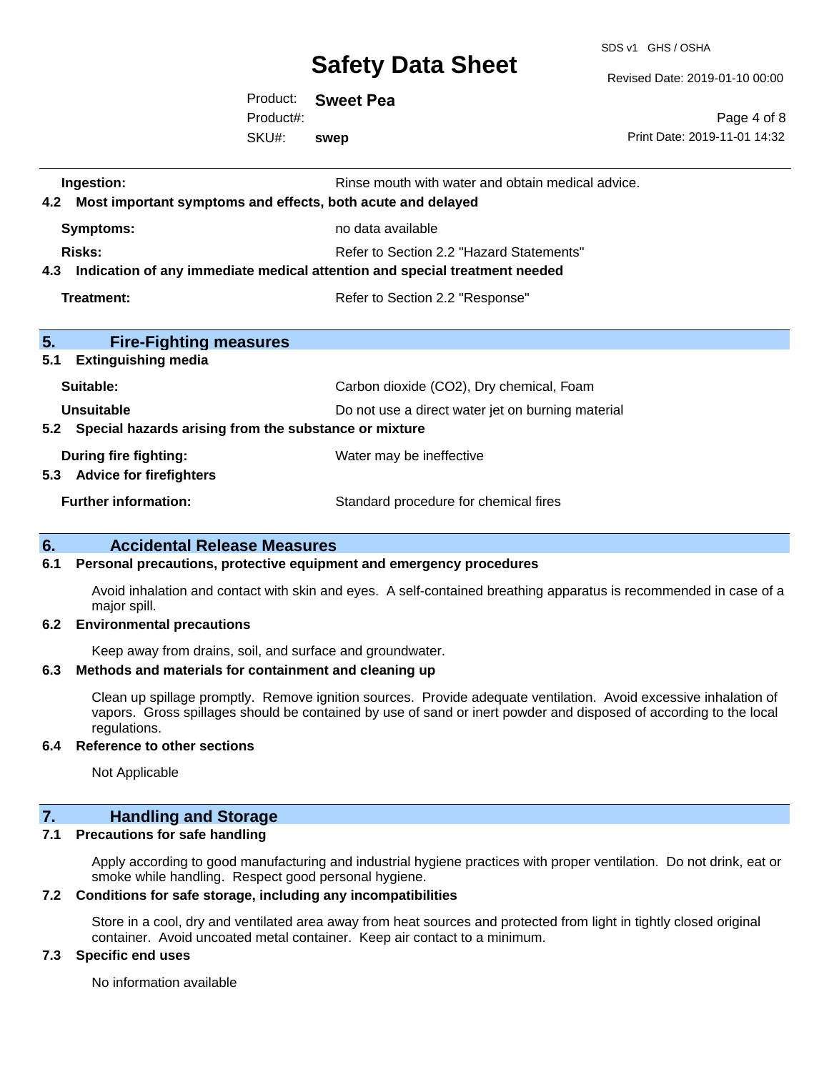**Ingestion:** Rinse mouth with water and obtain medical advice.

### 4.2 Most important symptoms and effects, both acute and delayed

| | |
|---|---|
| **Symptoms:** | no data available |
| **Risks:** | Refer to Section 2.2 "Hazard Statements" |

### 4.3 Indication of any immediate medical attention and special treatment needed

| | |
|---|---|
| **Treatment:** | Refer to Section 2.2 "Response" |

## 5. Fire-Fighting measures

### 5.1 Extinguishing media

| | |
|---|---|
| **Suitable:** | Carbon dioxide ($CO_2$), Dry chemical, Foam |
| **Unsuitable** | Do not use a direct water jet on burning material |

### 5.2 Special hazards arising from the substance or mixture

| | |
|---|---|
| **During fire fighting:** | Water may be ineffective |

### 5.3 Advice for firefighters

| | |
|---|---|
| **Further information:** | Standard procedure for chemical fires |

## 6. Accidental Release Measures

### 6.1 Personal precautions, protective equipment and emergency procedures

Avoid inhalation and contact with skin and eyes. A self-contained breathing apparatus is recommended in case of a major spill.

### 6.2 Environmental precautions

Keep away from drains, soil, and surface and groundwater.

### 6.3 Methods and materials for containment and cleaning up

Clean up spillage promptly. Remove ignition sources. Provide adequate ventilation. Avoid excessive inhalation of vapors. Gross spillages should be contained by use of sand or inert powder and disposed of according to the local regulations.

### 6.4 Reference to other sections

Not Applicable

## 7. Handling and Storage

### 7.1 Precautions for safe handling

Apply according to good manufacturing and industrial hygiene practices with proper ventilation. Do not drink, eat or smoke while handling. Respect good personal hygiene.

### 7.2 Conditions for safe storage, including any incompatibilities

Store in a cool, dry and ventilated area away from heat sources and protected from light in tightly closed original container. Avoid uncoated metal container. Keep air contact to a minimum.

### 7.3 Specific end uses

No information available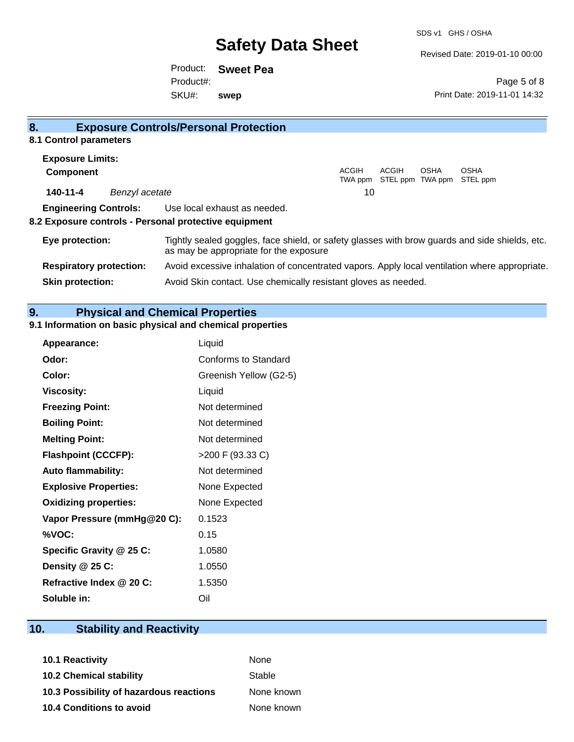## 8. Exposure Controls/Personal Protection

### 8.1 Control parameters

**Exposure Limits:**

| Component | | ACGIH TWA ppm | ACGIH STEL ppm | OSHA TWA ppm | OSHA STEL ppm |
|---|---|---|---|---|---|
| 140-11-4 | *Benzyl acetate* | 10 | | | |

**Engineering Controls:** Use local exhaust as needed.

### 8.2 Exposure controls - Personal protective equipment

**Eye protection:** Tightly sealed goggles, face shield, or safety glasses with brow guards and side shields, etc. as may be appropriate for the exposure

**Respiratory protection:** Avoid excessive inhalation of concentrated vapors. Apply local ventilation where appropriate.

**Skin protection:** Avoid Skin contact. Use chemically resistant gloves as needed.

## 9. Physical and Chemical Properties

### 9.1 Information on basic physical and chemical properties

| | |
|---|---|
| **Appearance:** | Liquid |
| **Odor:** | Conforms to Standard |
| **Color:** | Greenish Yellow (G2-5) |
| **Viscosity:** | Liquid |
| **Freezing Point:** | Not determined |
| **Boiling Point:** | Not determined |
| **Melting Point:** | Not determined |
| **Flashpoint (CCCFP):** | >200 F (93.33 C) |
| **Auto flammability:** | Not determined |
| **Explosive Properties:** | None Expected |
| **Oxidizing properties:** | None Expected |
| **Vapor Pressure (mmHg@20 C):** | 0.1523 |
| **%VOC:** | 0.15 |
| **Specific Gravity @ 25 C:** | 1.0580 |
| **Density @ 25 C:** | 1.0550 |
| **Refractive Index @ 20 C:** | 1.5350 |
| **Soluble in:** | Oil |

## 10. Stability and Reactivity

| | |
|---|---|
| **10.1 Reactivity** | None |
| **10.2 Chemical stability** | Stable |
| **10.3 Possibility of hazardous reactions** | None known |
| **10.4 Conditions to avoid** | None known |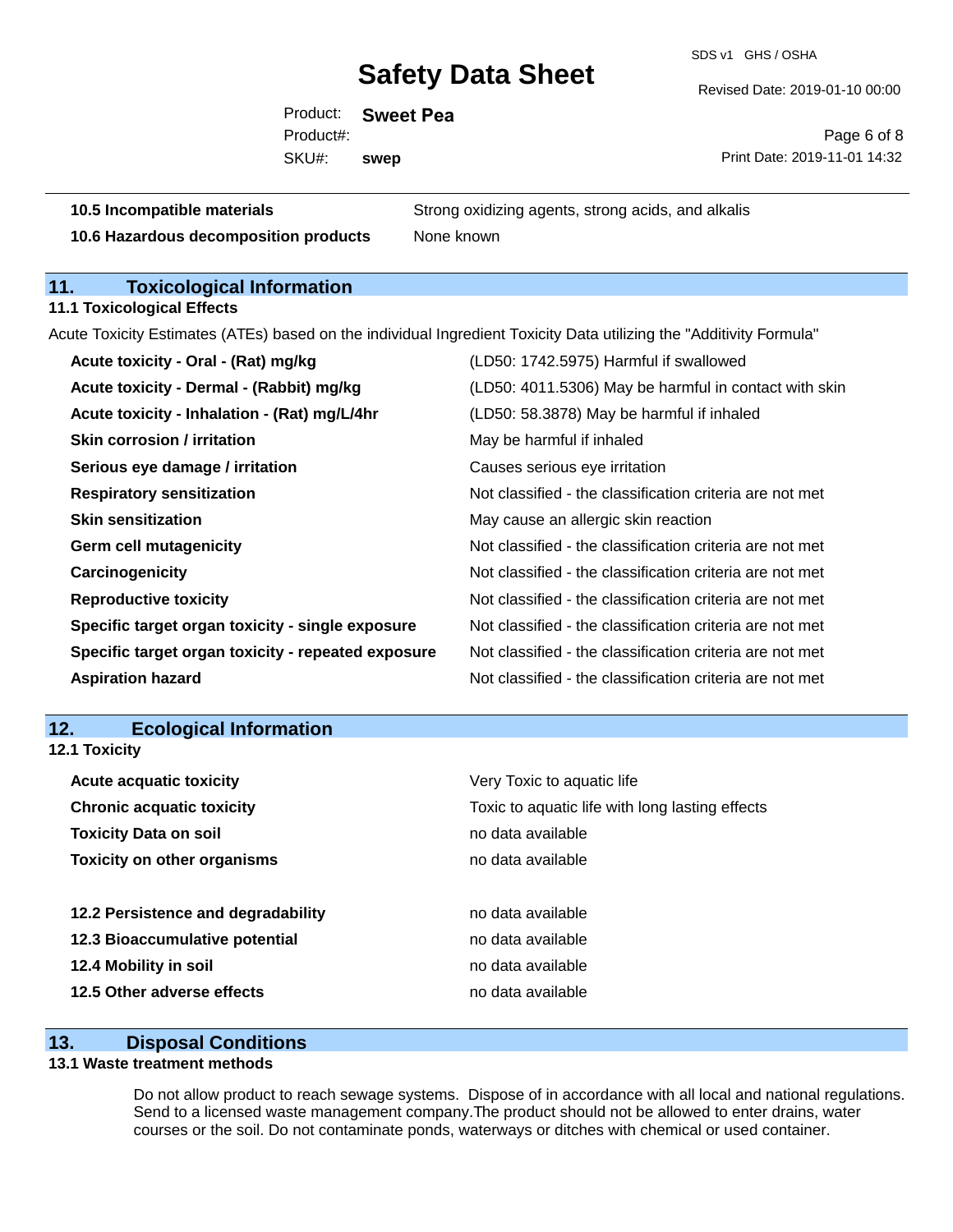| | |
|---|---|
| **10.5 Incompatible materials** | Strong oxidizing agents, strong acids, and alkalis |
| **10.6 Hazardous decomposition products** | None known |

## 11. Toxicological Information

### 11.1 Toxicological Effects

Acute Toxicity Estimates (ATEs) based on the individual Ingredient Toxicity Data utilizing the "Additivity Formula"

| | |
|---|---|
| **Acute toxicity - Oral - (Rat) mg/kg** | (LD50: 1742.5975) Harmful if swallowed |
| **Acute toxicity - Dermal - (Rabbit) mg/kg** | (LD50: 4011.5306) May be harmful in contact with skin |
| **Acute toxicity - Inhalation - (Rat) mg/L/4hr** | (LD50: 58.3878) May be harmful if inhaled |
| **Skin corrosion / irritation** | May be harmful if inhaled |
| **Serious eye damage / irritation** | Causes serious eye irritation |
| **Respiratory sensitization** | Not classified - the classification criteria are not met |
| **Skin sensitization** | May cause an allergic skin reaction |
| **Germ cell mutagenicity** | Not classified - the classification criteria are not met |
| **Carcinogenicity** | Not classified - the classification criteria are not met |
| **Reproductive toxicity** | Not classified - the classification criteria are not met |
| **Specific target organ toxicity - single exposure** | Not classified - the classification criteria are not met |
| **Specific target organ toxicity - repeated exposure** | Not classified - the classification criteria are not met |
| **Aspiration hazard** | Not classified - the classification criteria are not met |

## 12. Ecological Information

### 12.1 Toxicity

| | |
|---|---|
| **Acute acquatic toxicity** | Very Toxic to aquatic life |
| **Chronic acquatic toxicity** | Toxic to aquatic life with long lasting effects |
| **Toxicity Data on soil** | no data available |
| **Toxicity on other organisms** | no data available |

| | |
|---|---|
| **12.2 Persistence and degradability** | no data available |
| **12.3 Bioaccumulative potential** | no data available |
| **12.4 Mobility in soil** | no data available |
| **12.5 Other adverse effects** | no data available |

## 13. Disposal Conditions

### 13.1 Waste treatment methods

Do not allow product to reach sewage systems. Dispose of in accordance with all local and national regulations. Send to a licensed waste management company.The product should not be allowed to enter drains, water courses or the soil. Do not contaminate ponds, waterways or ditches with chemical or used container.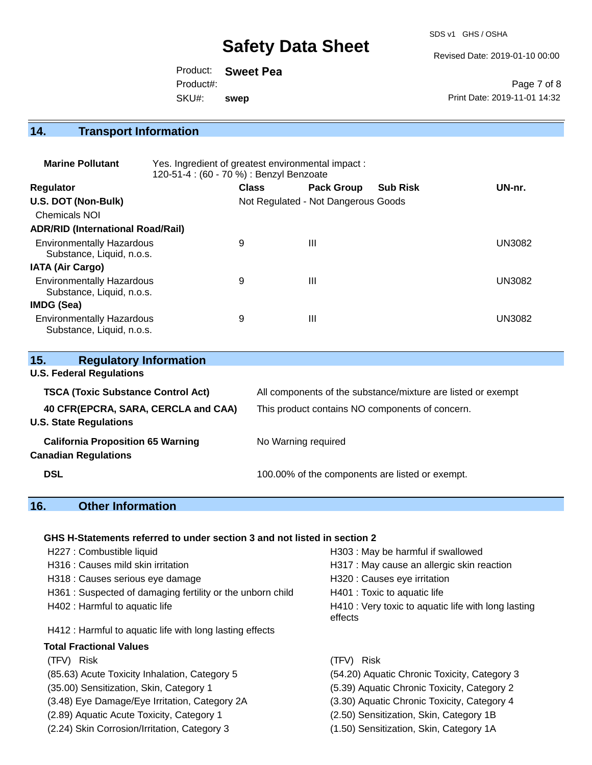## 14. Transport Information

**Marine Pollutant** Yes. Ingredient of greatest environmental impact :
120-51-4 : (60 - 70 %) : Benzyl Benzoate

| Regulator | Class | Pack Group | Sub Risk | UN-nr. |
|---|---|---|---|---|
| **U.S. DOT (Non-Bulk)** | Not Regulated - Not Dangerous Goods | | | |
| Chemicals NOI | | | | |
| **ADR/RID (International Road/Rail)** | | | | |
| Environmentally Hazardous Substance, Liquid, n.o.s. | 9 | III | | UN3082 |
| **IATA (Air Cargo)** | | | | |
| Environmentally Hazardous Substance, Liquid, n.o.s. | 9 | III | | UN3082 |
| **IMDG (Sea)** | | | | |
| Environmentally Hazardous Substance, Liquid, n.o.s. | 9 | III | | UN3082 |

## 15. Regulatory Information

**U.S. Federal Regulations**

| | |
|---|---|
| **TSCA (Toxic Substance Control Act)** | All components of the substance/mixture are listed or exempt |
| **40 CFR(EPCRA, SARA, CERCLA and CAA)** | This product contains NO components of concern. |

**U.S. State Regulations**

| | |
|---|---|
| **California Proposition 65 Warning** | No Warning required |

**Canadian Regulations**

| | |
|---|---|
| **DSL** | 100.00% of the components are listed or exempt. |

## 16. Other Information

**GHS H-Statements referred to under section 3 and not listed in section 2**

H227 : Combustible liquid
H316 : Causes mild skin irritation
H318 : Causes serious eye damage
H361 : Suspected of damaging fertility or the unborn child
H402 : Harmful to aquatic life
H412 : Harmful to aquatic life with long lasting effects
H303 : May be harmful if swallowed
H317 : May cause an allergic skin reaction
H320 : Causes eye irritation
H401 : Toxic to aquatic life
H410 : Very toxic to aquatic life with long lasting effects

**Total Fractional Values**

| (TFV) Risk | (TFV) Risk |
|---|---|
| (85.63) Acute Toxicity Inhalation, Category 5 | (54.20) Aquatic Chronic Toxicity, Category 3 |
| (35.00) Sensitization, Skin, Category 1 | (5.39) Aquatic Chronic Toxicity, Category 2 |
| (3.48) Eye Damage/Eye Irritation, Category 2A | (3.30) Aquatic Chronic Toxicity, Category 4 |
| (2.89) Aquatic Acute Toxicity, Category 1 | (2.50) Sensitization, Skin, Category 1B |
| (2.24) Skin Corrosion/Irritation, Category 3 | (1.50) Sensitization, Skin, Category 1A |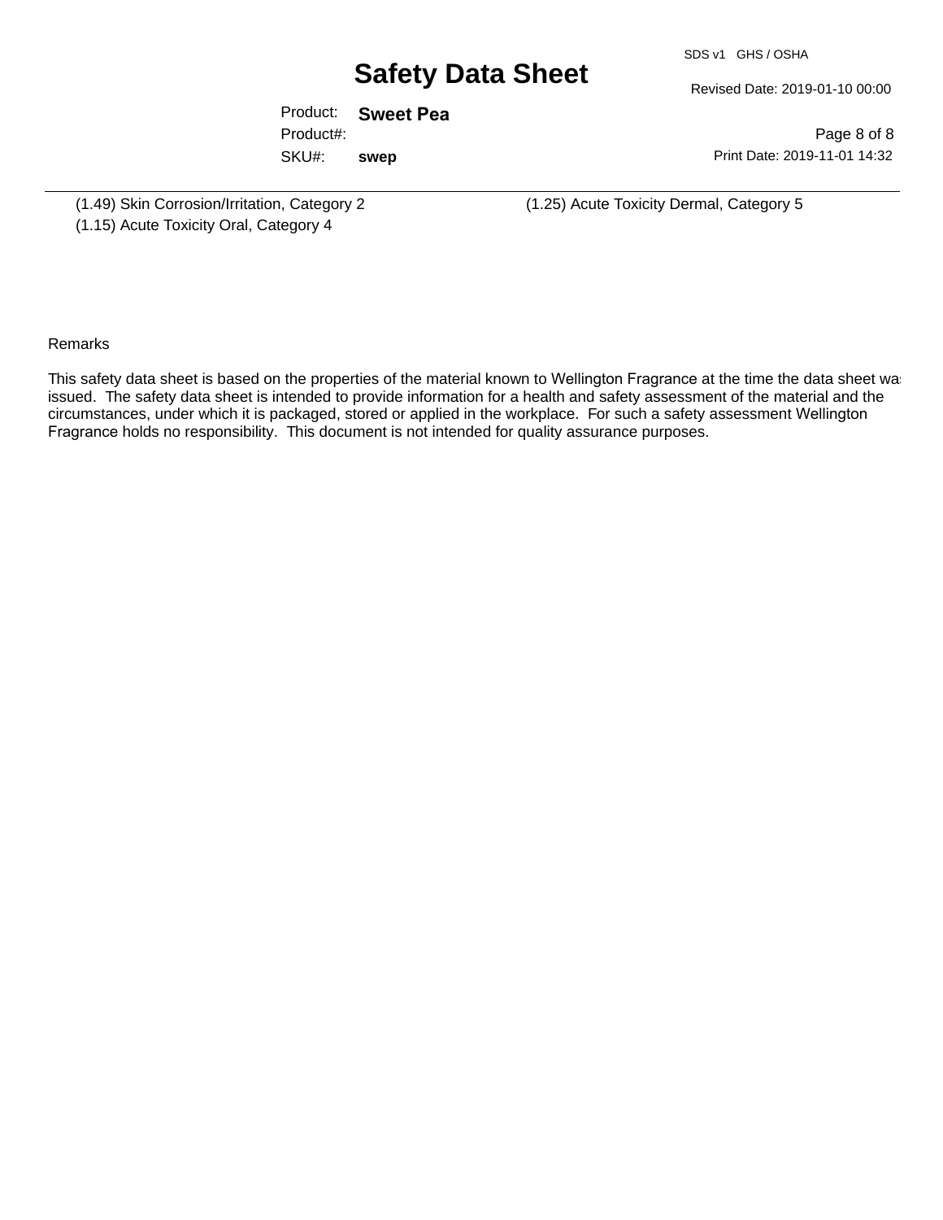(1.49) Skin Corrosion/Irritation, Category 2

(1.25) Acute Toxicity Dermal, Category 5

(1.15) Acute Toxicity Oral, Category 4

Remarks

This safety data sheet is based on the properties of the material known to Wellington Fragrance at the time the data sheet was issued. The safety data sheet is intended to provide information for a health and safety assessment of the material and the circumstances, under which it is packaged, stored or applied in the workplace. For such a safety assessment Wellington Fragrance holds no responsibility. This document is not intended for quality assurance purposes.